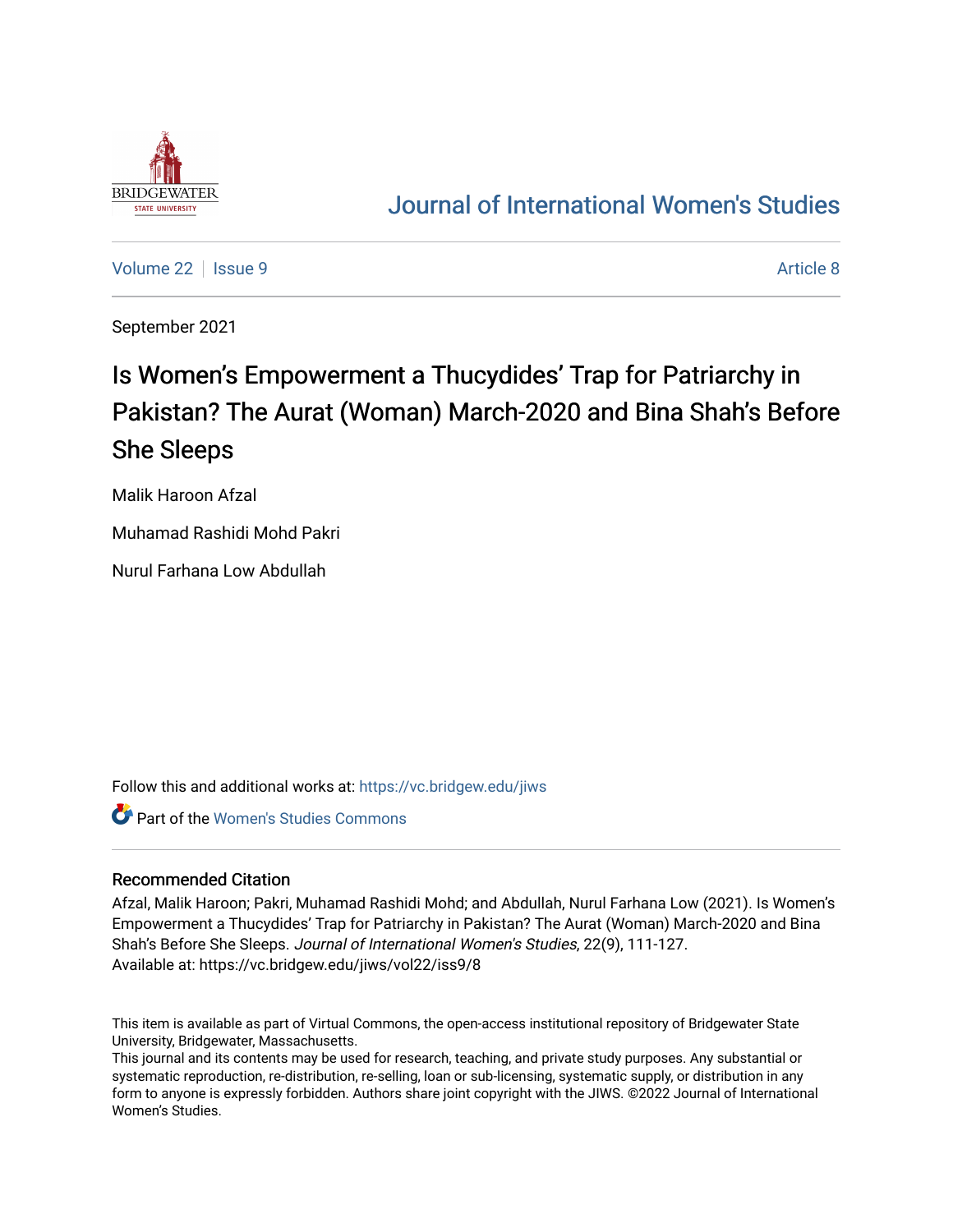# Journal of International Women's Studies

Volume 22 | Issue 9 | Article 8

September 2021

# Is Women's Empowerment a Thucydides' Trap for Patriarchy in Pakistan? The Aurat (Woman) March-2020 and Bina Shah's Before She Sleeps

Malik Haroon Afzal

Muhamad Rashidi Mohd Pakri

Nurul Farhana Low Abdullah

Follow this and additional works at: https://vc.bridgew.edu/jiws

Part of the Women's Studies Commons

## Recommended Citation

Afzal, Malik Haroon; Pakri, Muhamad Rashidi Mohd; and Abdullah, Nurul Farhana Low (2021). Is Women's Empowerment a Thucydides' Trap for Patriarchy in Pakistan? The Aurat (Woman) March-2020 and Bina Shah's Before She Sleeps. *Journal of International Women's Studies*, 22(9), 111-127.
Available at: https://vc.bridgew.edu/jiws/vol22/iss9/8

This item is available as part of Virtual Commons, the open-access institutional repository of Bridgewater State University, Bridgewater, Massachusetts.
This journal and its contents may be used for research, teaching, and private study purposes. Any substantial or systematic reproduction, re-distribution, re-selling, loan or sub-licensing, systematic supply, or distribution in any form to anyone is expressly forbidden. Authors share joint copyright with the JIWS. ©2022 Journal of International Women's Studies.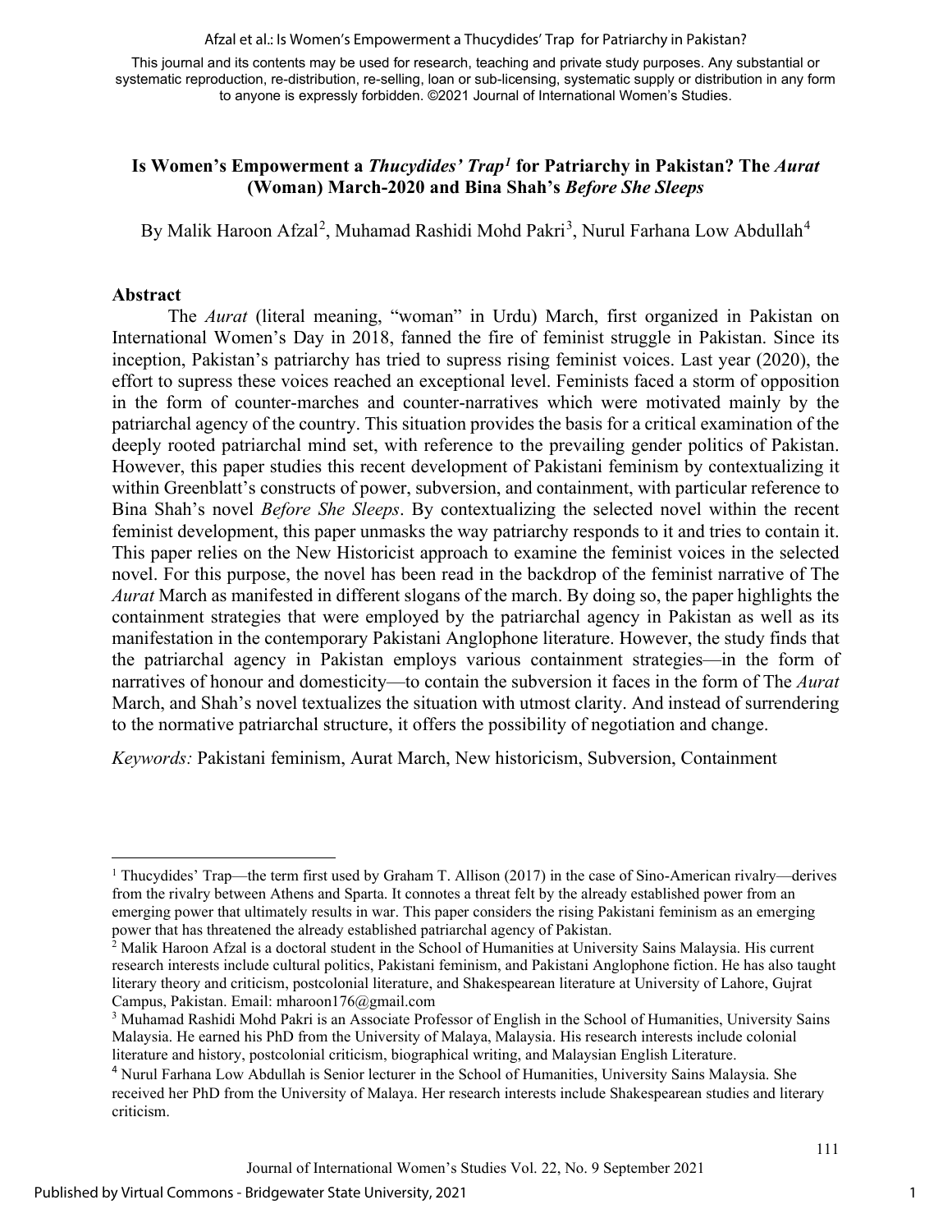# Is Women's Empowerment a *Thucydides' Trap*[1] for Patriarchy in Pakistan? The *Aurat* (Woman) March-2020 and Bina Shah's *Before She Sleeps*

By Malik Haroon Afzal[2], Muhamad Rashidi Mohd Pakri[3], Nurul Farhana Low Abdullah[4]

## Abstract

The *Aurat* (literal meaning, "woman" in Urdu) March, first organized in Pakistan on International Women's Day in 2018, fanned the fire of feminist struggle in Pakistan. Since its inception, Pakistan's patriarchy has tried to supress rising feminist voices. Last year (2020), the effort to supress these voices reached an exceptional level. Feminists faced a storm of opposition in the form of counter-marches and counter-narratives which were motivated mainly by the patriarchal agency of the country. This situation provides the basis for a critical examination of the deeply rooted patriarchal mind set, with reference to the prevailing gender politics of Pakistan. However, this paper studies this recent development of Pakistani feminism by contextualizing it within Greenblatt's constructs of power, subversion, and containment, with particular reference to Bina Shah's novel *Before She Sleeps*. By contextualizing the selected novel within the recent feminist development, this paper unmasks the way patriarchy responds to it and tries to contain it. This paper relies on the New Historicist approach to examine the feminist voices in the selected novel. For this purpose, the novel has been read in the backdrop of the feminist narrative of The *Aurat* March as manifested in different slogans of the march. By doing so, the paper highlights the containment strategies that were employed by the patriarchal agency in Pakistan as well as its manifestation in the contemporary Pakistani Anglophone literature. However, the study finds that the patriarchal agency in Pakistan employs various containment strategies—in the form of narratives of honour and domesticity—to contain the subversion it faces in the form of The *Aurat* March, and Shah's novel textualizes the situation with utmost clarity. And instead of surrendering to the normative patriarchal structure, it offers the possibility of negotiation and change.

*Keywords:* Pakistani feminism, Aurat March, New historicism, Subversion, Containment

---

[1] Thucydides' Trap—the term first used by Graham T. Allison (2017) in the case of Sino-American rivalry—derives from the rivalry between Athens and Sparta. It connotes a threat felt by the already established power from an emerging power that ultimately results in war. This paper considers the rising Pakistani feminism as an emerging power that has threatened the already established patriarchal agency of Pakistan.

[2] Malik Haroon Afzal is a doctoral student in the School of Humanities at University Sains Malaysia. His current research interests include cultural politics, Pakistani feminism, and Pakistani Anglophone fiction. He has also taught literary theory and criticism, postcolonial literature, and Shakespearean literature at University of Lahore, Gujrat Campus, Pakistan. Email: mharoon176@gmail.com

[3] Muhamad Rashidi Mohd Pakri is an Associate Professor of English in the School of Humanities, University Sains Malaysia. He earned his PhD from the University of Malaya, Malaysia. His research interests include colonial literature and history, postcolonial criticism, biographical writing, and Malaysian English Literature.

[4] Nurul Farhana Low Abdullah is Senior lecturer in the School of Humanities, University Sains Malaysia. She received her PhD from the University of Malaya. Her research interests include Shakespearean studies and literary criticism.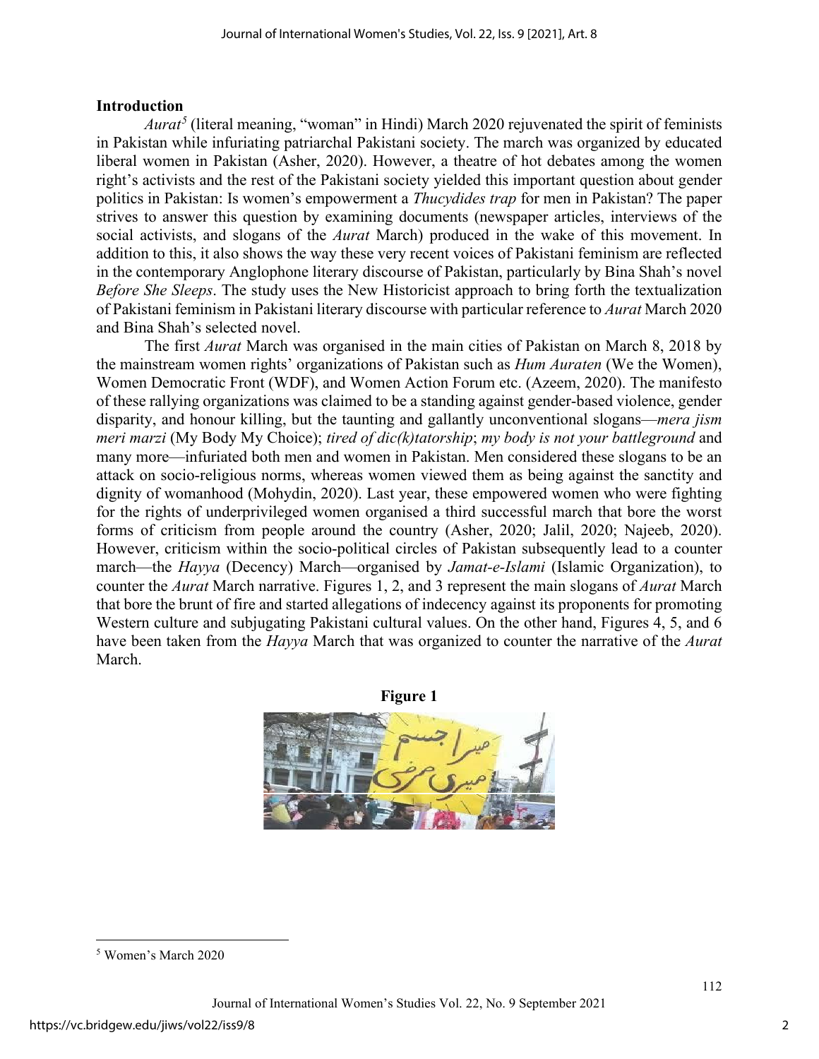## Introduction

*Aurat*[5] (literal meaning, "woman" in Hindi) March 2020 rejuvenated the spirit of feminists in Pakistan while infuriating patriarchal Pakistani society. The march was organized by educated liberal women in Pakistan (Asher, 2020). However, a theatre of hot debates among the women right's activists and the rest of the Pakistani society yielded this important question about gender politics in Pakistan: Is women's empowerment a *Thucydides trap* for men in Pakistan? The paper strives to answer this question by examining documents (newspaper articles, interviews of the social activists, and slogans of the *Aurat* March) produced in the wake of this movement. In addition to this, it also shows the way these very recent voices of Pakistani feminism are reflected in the contemporary Anglophone literary discourse of Pakistan, particularly by Bina Shah's novel *Before She Sleeps*. The study uses the New Historicist approach to bring forth the textualization of Pakistani feminism in Pakistani literary discourse with particular reference to *Aurat* March 2020 and Bina Shah's selected novel.

The first *Aurat* March was organised in the main cities of Pakistan on March 8, 2018 by the mainstream women rights' organizations of Pakistan such as *Hum Auraten* (We the Women), Women Democratic Front (WDF), and Women Action Forum etc. (Azeem, 2020). The manifesto of these rallying organizations was claimed to be a standing against gender-based violence, gender disparity, and honour killing, but the taunting and gallantly unconventional slogans—*mera jism meri marzi* (My Body My Choice); *tired of dic(k)tatorship*; *my body is not your battleground* and many more—infuriated both men and women in Pakistan. Men considered these slogans to be an attack on socio-religious norms, whereas women viewed them as being against the sanctity and dignity of womanhood (Mohydin, 2020). Last year, these empowered women who were fighting for the rights of underprivileged women organised a third successful march that bore the worst forms of criticism from people around the country (Asher, 2020; Jalil, 2020; Najeeb, 2020). However, criticism within the socio-political circles of Pakistan subsequently lead to a counter march—the *Hayya* (Decency) March—organised by *Jamat-e-Islami* (Islamic Organization), to counter the *Aurat* March narrative. Figures 1, 2, and 3 represent the main slogans of *Aurat* March that bore the brunt of fire and started allegations of indecency against its proponents for promoting Western culture and subjugating Pakistani cultural values. On the other hand, Figures 4, 5, and 6 have been taken from the *Hayya* March that was organized to counter the narrative of the *Aurat* March.

**Figure 1**

[5] Women's March 2020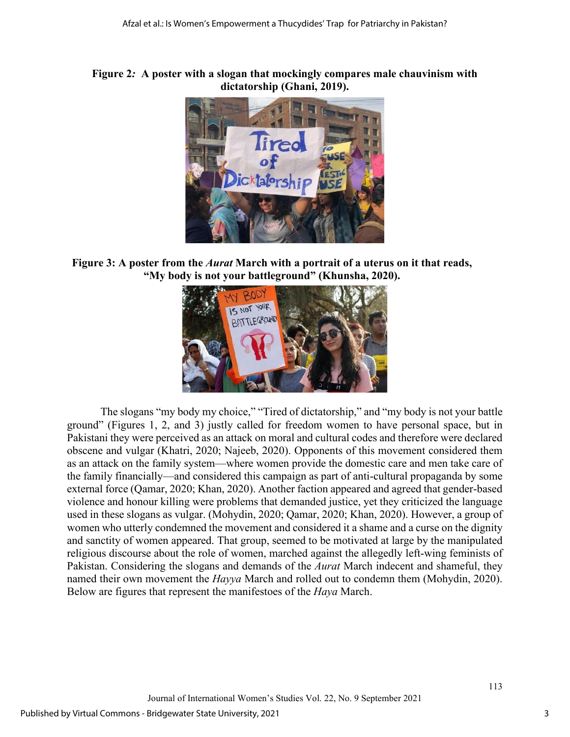**Figure 2:** **A poster with a slogan that mockingly compares male chauvinism with dictatorship (Ghani, 2019).**

**Figure 3: A poster from the *Aurat* March with a portrait of a uterus on it that reads, "My body is not your battleground" (Khunsha, 2020).**

The slogans "my body my choice," "Tired of dictatorship," and "my body is not your battle ground" (Figures 1, 2, and 3) justly called for freedom women to have personal space, but in Pakistani they were perceived as an attack on moral and cultural codes and therefore were declared obscene and vulgar (Khatri, 2020; Najeeb, 2020). Opponents of this movement considered them as an attack on the family system—where women provide the domestic care and men take care of the family financially—and considered this campaign as part of anti-cultural propaganda by some external force (Qamar, 2020; Khan, 2020). Another faction appeared and agreed that gender-based violence and honour killing were problems that demanded justice, yet they criticized the language used in these slogans as vulgar. (Mohydin, 2020; Qamar, 2020; Khan, 2020). However, a group of women who utterly condemned the movement and considered it a shame and a curse on the dignity and sanctity of women appeared. That group, seemed to be motivated at large by the manipulated religious discourse about the role of women, marched against the allegedly left-wing feminists of Pakistan. Considering the slogans and demands of the *Aurat* March indecent and shameful, they named their own movement the *Hayya* March and rolled out to condemn them (Mohydin, 2020). Below are figures that represent the manifestoes of the *Haya* March.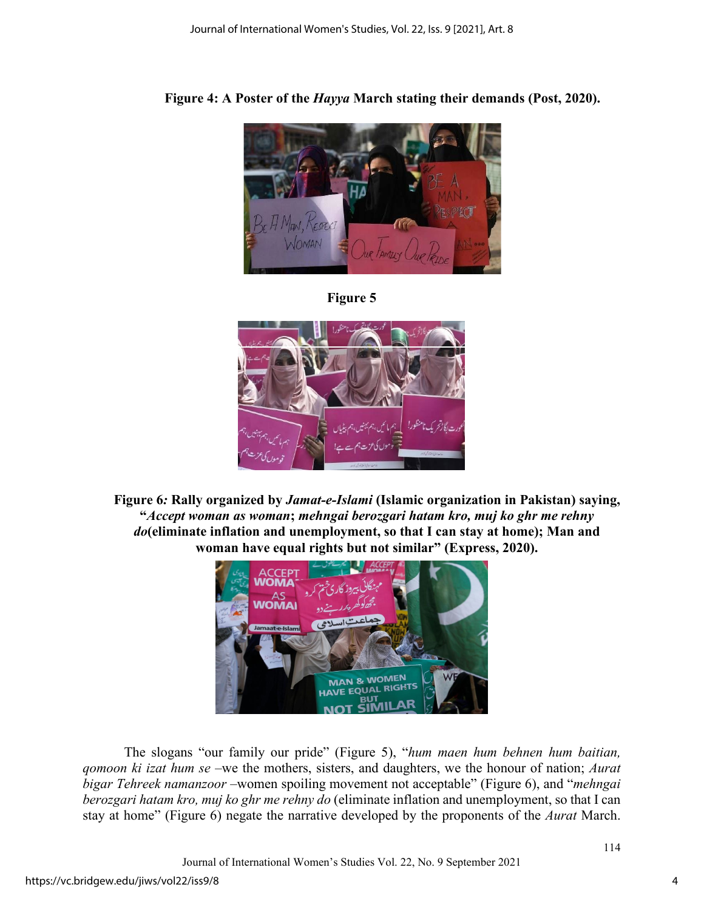**Figure 4: A Poster of the *Hayya* March stating their demands (Post, 2020).**

**Figure 5**

**Figure 6*:* Rally organized by *Jamat-e-Islami* (Islamic organization in Pakistan) saying, "*Accept woman as woman*; *mehngai berozgari hatam kro, muj ko ghr me rehny do*(eliminate inflation and unemployment, so that I can stay at home); Man and woman have equal rights but not similar" (Express, 2020).**

The slogans "our family our pride" (Figure 5), "*hum maen hum behnen hum baitian, qomoon ki izat hum se* –we the mothers, sisters, and daughters, we the honour of nation; *Aurat bigar Tehreek namanzoor* –women spoiling movement not acceptable" (Figure 6), and "*mehngai berozgari hatam kro, muj ko ghr me rehny do* (eliminate inflation and unemployment, so that I can stay at home" (Figure 6) negate the narrative developed by the proponents of the *Aurat* March.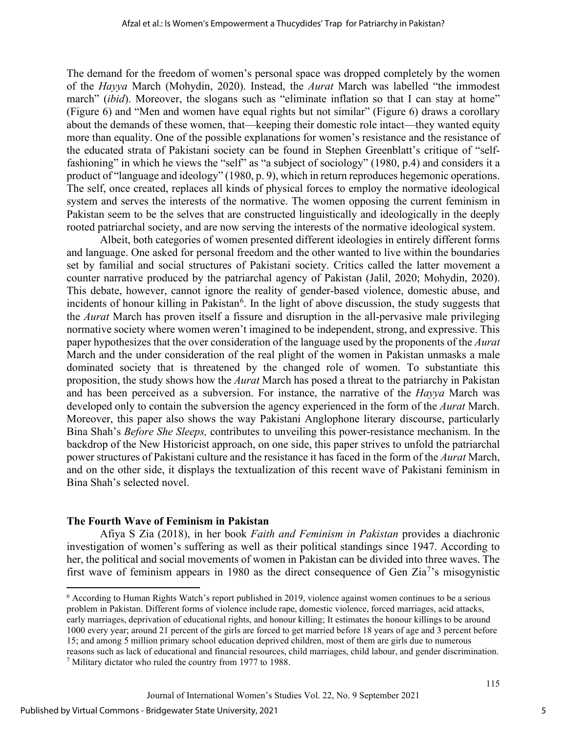The demand for the freedom of women's personal space was dropped completely by the women of the *Hayya* March (Mohydin, 2020). Instead, the *Aurat* March was labelled "the immodest march" (*ibid*). Moreover, the slogans such as "eliminate inflation so that I can stay at home" (Figure 6) and "Men and women have equal rights but not similar" (Figure 6) draws a corollary about the demands of these women, that—keeping their domestic role intact—they wanted equity more than equality. One of the possible explanations for women's resistance and the resistance of the educated strata of Pakistani society can be found in Stephen Greenblatt's critique of "self-fashioning" in which he views the "self" as "a subject of sociology" (1980, p.4) and considers it a product of "language and ideology" (1980, p. 9), which in return reproduces hegemonic operations. The self, once created, replaces all kinds of physical forces to employ the normative ideological system and serves the interests of the normative. The women opposing the current feminism in Pakistan seem to be the selves that are constructed linguistically and ideologically in the deeply rooted patriarchal society, and are now serving the interests of the normative ideological system.

Albeit, both categories of women presented different ideologies in entirely different forms and language. One asked for personal freedom and the other wanted to live within the boundaries set by familial and social structures of Pakistani society. Critics called the latter movement a counter narrative produced by the patriarchal agency of Pakistan (Jalil, 2020; Mohydin, 2020). This debate, however, cannot ignore the reality of gender-based violence, domestic abuse, and incidents of honour killing in Pakistan[6]. In the light of above discussion, the study suggests that the *Aurat* March has proven itself a fissure and disruption in the all-pervasive male privileging normative society where women weren't imagined to be independent, strong, and expressive. This paper hypothesizes that the over consideration of the language used by the proponents of the *Aurat* March and the under consideration of the real plight of the women in Pakistan unmasks a male dominated society that is threatened by the changed role of women. To substantiate this proposition, the study shows how the *Aurat* March has posed a threat to the patriarchy in Pakistan and has been perceived as a subversion. For instance, the narrative of the *Hayya* March was developed only to contain the subversion the agency experienced in the form of the *Aurat* March. Moreover, this paper also shows the way Pakistani Anglophone literary discourse, particularly Bina Shah's *Before She Sleeps,* contributes to unveiling this power-resistance mechanism. In the backdrop of the New Historicist approach, on one side, this paper strives to unfold the patriarchal power structures of Pakistani culture and the resistance it has faced in the form of the *Aurat* March, and on the other side, it displays the textualization of this recent wave of Pakistani feminism in Bina Shah's selected novel.

## The Fourth Wave of Feminism in Pakistan

Afiya S Zia (2018), in her book *Faith and Feminism in Pakistan* provides a diachronic investigation of women's suffering as well as their political standings since 1947. According to her, the political and social movements of women in Pakistan can be divided into three waves. The first wave of feminism appears in 1980 as the direct consequence of Gen Zia[7]'s misogynistic

[6] According to Human Rights Watch's report published in 2019, violence against women continues to be a serious problem in Pakistan. Different forms of violence include rape, domestic violence, forced marriages, acid attacks, early marriages, deprivation of educational rights, and honour killing; It estimates the honour killings to be around 1000 every year; around 21 percent of the girls are forced to get married before 18 years of age and 3 percent before 15; and among 5 million primary school education deprived children, most of them are girls due to numerous reasons such as lack of educational and financial resources, child marriages, child labour, and gender discrimination.

[7] Military dictator who ruled the country from 1977 to 1988.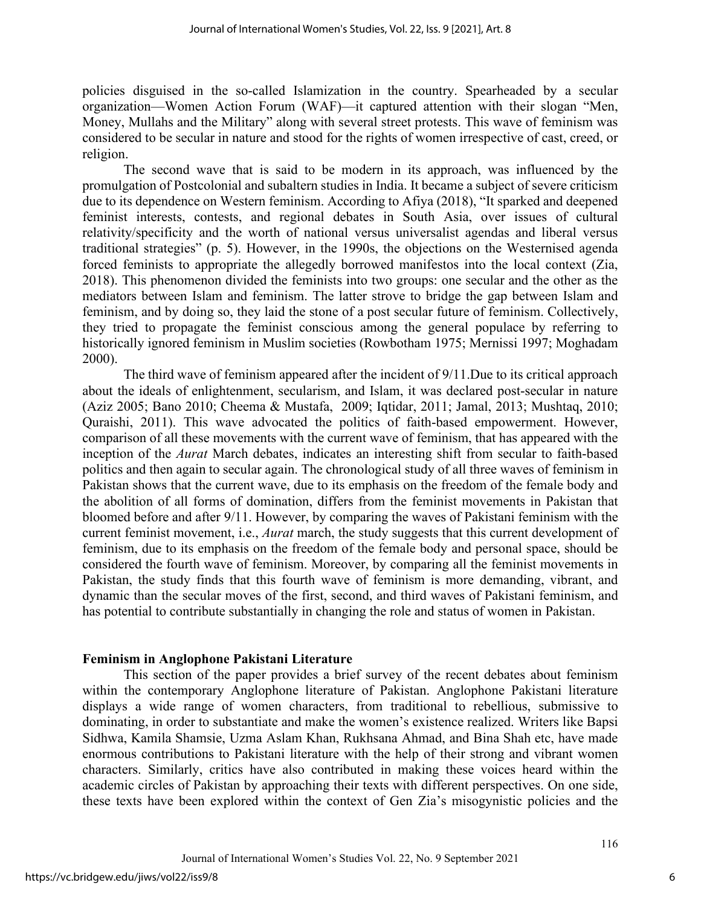policies disguised in the so-called Islamization in the country. Spearheaded by a secular organization—Women Action Forum (WAF)—it captured attention with their slogan "Men, Money, Mullahs and the Military" along with several street protests. This wave of feminism was considered to be secular in nature and stood for the rights of women irrespective of cast, creed, or religion.

The second wave that is said to be modern in its approach, was influenced by the promulgation of Postcolonial and subaltern studies in India. It became a subject of severe criticism due to its dependence on Western feminism. According to Afiya (2018), "It sparked and deepened feminist interests, contests, and regional debates in South Asia, over issues of cultural relativity/specificity and the worth of national versus universalist agendas and liberal versus traditional strategies" (p. 5). However, in the 1990s, the objections on the Westernised agenda forced feminists to appropriate the allegedly borrowed manifestos into the local context (Zia, 2018). This phenomenon divided the feminists into two groups: one secular and the other as the mediators between Islam and feminism. The latter strove to bridge the gap between Islam and feminism, and by doing so, they laid the stone of a post secular future of feminism. Collectively, they tried to propagate the feminist conscious among the general populace by referring to historically ignored feminism in Muslim societies (Rowbotham 1975; Mernissi 1997; Moghadam 2000).

The third wave of feminism appeared after the incident of 9/11.Due to its critical approach about the ideals of enlightenment, secularism, and Islam, it was declared post-secular in nature (Aziz 2005; Bano 2010; Cheema & Mustafa, 2009; Iqtidar, 2011; Jamal, 2013; Mushtaq, 2010; Quraishi, 2011). This wave advocated the politics of faith-based empowerment. However, comparison of all these movements with the current wave of feminism, that has appeared with the inception of the *Aurat* March debates, indicates an interesting shift from secular to faith-based politics and then again to secular again. The chronological study of all three waves of feminism in Pakistan shows that the current wave, due to its emphasis on the freedom of the female body and the abolition of all forms of domination, differs from the feminist movements in Pakistan that bloomed before and after 9/11. However, by comparing the waves of Pakistani feminism with the current feminist movement, i.e., *Aurat* march, the study suggests that this current development of feminism, due to its emphasis on the freedom of the female body and personal space, should be considered the fourth wave of feminism. Moreover, by comparing all the feminist movements in Pakistan, the study finds that this fourth wave of feminism is more demanding, vibrant, and dynamic than the secular moves of the first, second, and third waves of Pakistani feminism, and has potential to contribute substantially in changing the role and status of women in Pakistan.

## Feminism in Anglophone Pakistani Literature

This section of the paper provides a brief survey of the recent debates about feminism within the contemporary Anglophone literature of Pakistan. Anglophone Pakistani literature displays a wide range of women characters, from traditional to rebellious, submissive to dominating, in order to substantiate and make the women's existence realized. Writers like Bapsi Sidhwa, Kamila Shamsie, Uzma Aslam Khan, Rukhsana Ahmad, and Bina Shah etc, have made enormous contributions to Pakistani literature with the help of their strong and vibrant women characters. Similarly, critics have also contributed in making these voices heard within the academic circles of Pakistan by approaching their texts with different perspectives. On one side, these texts have been explored within the context of Gen Zia's misogynistic policies and the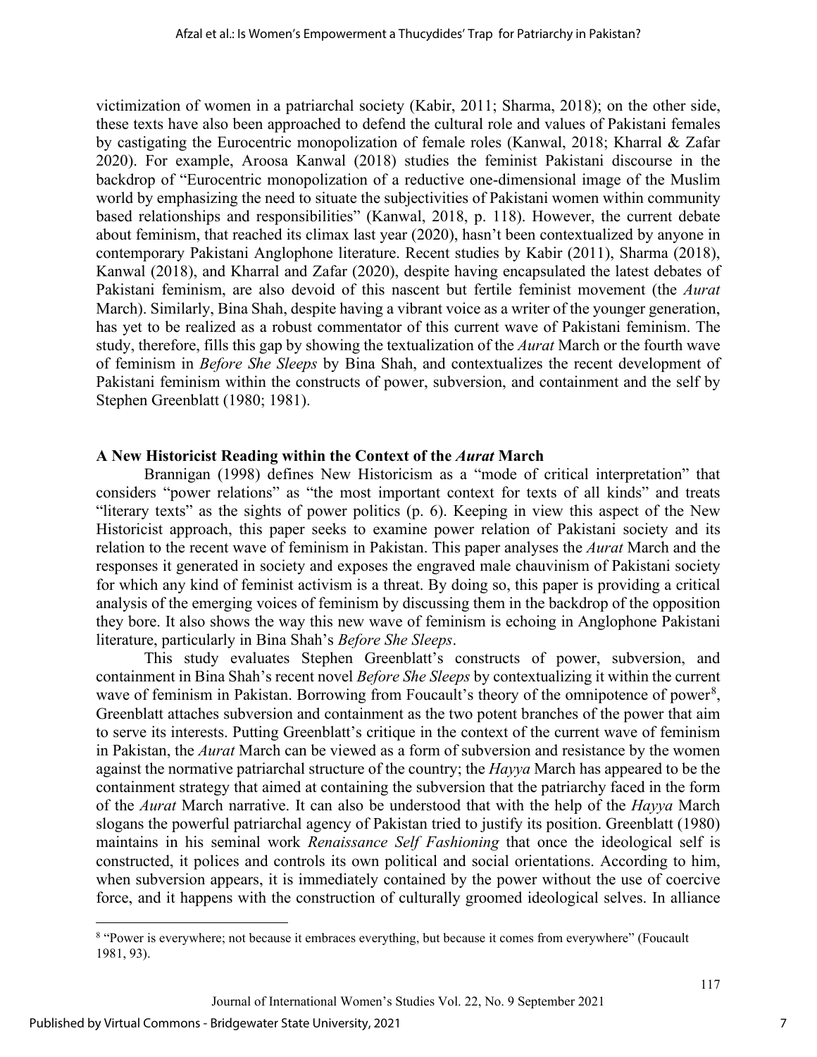victimization of women in a patriarchal society (Kabir, 2011; Sharma, 2018); on the other side, these texts have also been approached to defend the cultural role and values of Pakistani females by castigating the Eurocentric monopolization of female roles (Kanwal, 2018; Kharral & Zafar 2020). For example, Aroosa Kanwal (2018) studies the feminist Pakistani discourse in the backdrop of "Eurocentric monopolization of a reductive one-dimensional image of the Muslim world by emphasizing the need to situate the subjectivities of Pakistani women within community based relationships and responsibilities" (Kanwal, 2018, p. 118). However, the current debate about feminism, that reached its climax last year (2020), hasn't been contextualized by anyone in contemporary Pakistani Anglophone literature. Recent studies by Kabir (2011), Sharma (2018), Kanwal (2018), and Kharral and Zafar (2020), despite having encapsulated the latest debates of Pakistani feminism, are also devoid of this nascent but fertile feminist movement (the *Aurat* March). Similarly, Bina Shah, despite having a vibrant voice as a writer of the younger generation, has yet to be realized as a robust commentator of this current wave of Pakistani feminism. The study, therefore, fills this gap by showing the textualization of the *Aurat* March or the fourth wave of feminism in *Before She Sleeps* by Bina Shah, and contextualizes the recent development of Pakistani feminism within the constructs of power, subversion, and containment and the self by Stephen Greenblatt (1980; 1981).

## A New Historicist Reading within the Context of the *Aurat* March

Brannigan (1998) defines New Historicism as a "mode of critical interpretation" that considers "power relations" as "the most important context for texts of all kinds" and treats "literary texts" as the sights of power politics (p. 6). Keeping in view this aspect of the New Historicist approach, this paper seeks to examine power relation of Pakistani society and its relation to the recent wave of feminism in Pakistan. This paper analyses the *Aurat* March and the responses it generated in society and exposes the engraved male chauvinism of Pakistani society for which any kind of feminist activism is a threat. By doing so, this paper is providing a critical analysis of the emerging voices of feminism by discussing them in the backdrop of the opposition they bore. It also shows the way this new wave of feminism is echoing in Anglophone Pakistani literature, particularly in Bina Shah's *Before She Sleeps*.

This study evaluates Stephen Greenblatt's constructs of power, subversion, and containment in Bina Shah's recent novel *Before She Sleeps* by contextualizing it within the current wave of feminism in Pakistan. Borrowing from Foucault's theory of the omnipotence of power[8], Greenblatt attaches subversion and containment as the two potent branches of the power that aim to serve its interests. Putting Greenblatt's critique in the context of the current wave of feminism in Pakistan, the *Aurat* March can be viewed as a form of subversion and resistance by the women against the normative patriarchal structure of the country; the *Hayya* March has appeared to be the containment strategy that aimed at containing the subversion that the patriarchy faced in the form of the *Aurat* March narrative. It can also be understood that with the help of the *Hayya* March slogans the powerful patriarchal agency of Pakistan tried to justify its position. Greenblatt (1980) maintains in his seminal work *Renaissance Self Fashioning* that once the ideological self is constructed, it polices and controls its own political and social orientations. According to him, when subversion appears, it is immediately contained by the power without the use of coercive force, and it happens with the construction of culturally groomed ideological selves. In alliance

[8] "Power is everywhere; not because it embraces everything, but because it comes from everywhere" (Foucault 1981, 93).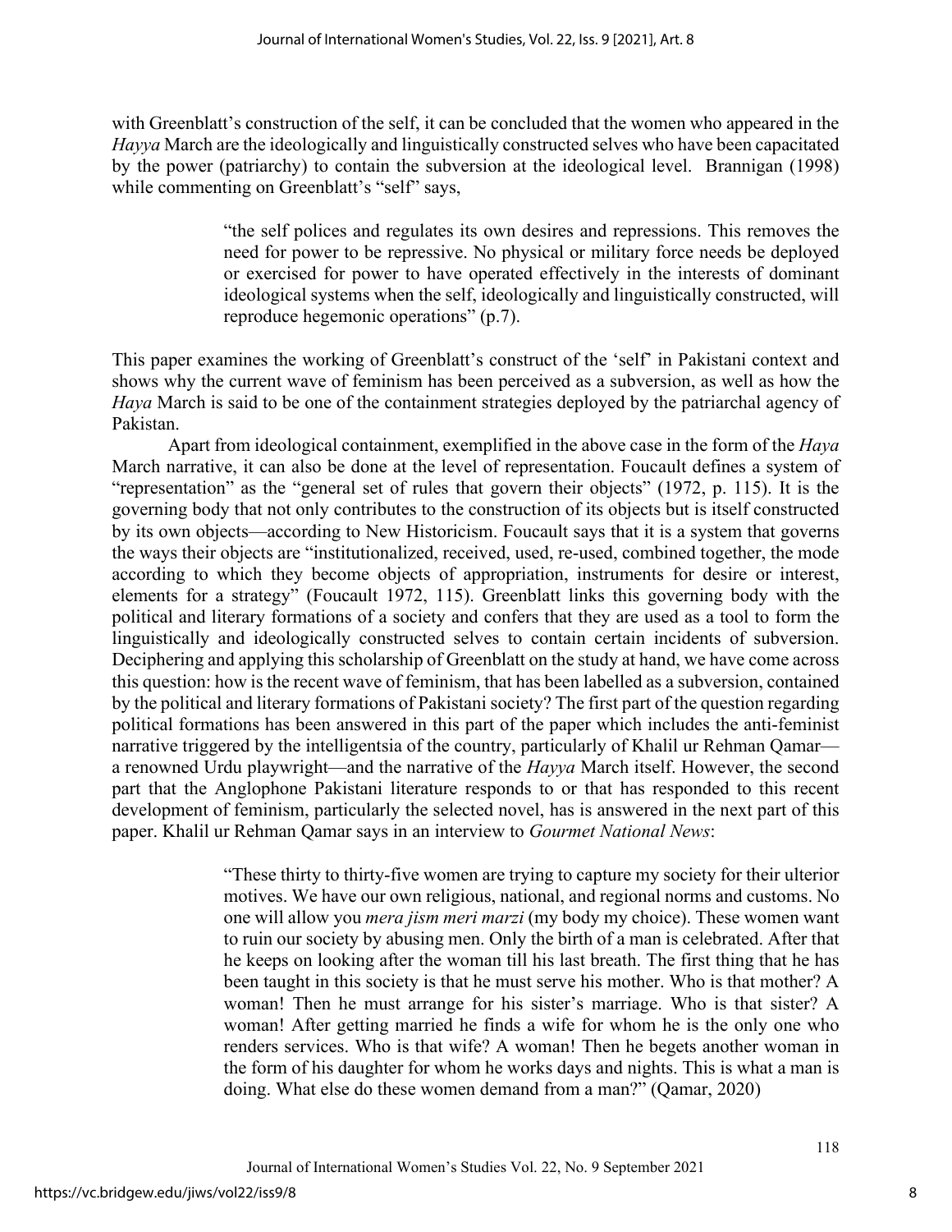with Greenblatt's construction of the self, it can be concluded that the women who appeared in the *Hayya* March are the ideologically and linguistically constructed selves who have been capacitated by the power (patriarchy) to contain the subversion at the ideological level. Brannigan (1998) while commenting on Greenblatt's "self" says,

> "the self polices and regulates its own desires and repressions. This removes the need for power to be repressive. No physical or military force needs be deployed or exercised for power to have operated effectively in the interests of dominant ideological systems when the self, ideologically and linguistically constructed, will reproduce hegemonic operations" (p.7).

This paper examines the working of Greenblatt's construct of the 'self' in Pakistani context and shows why the current wave of feminism has been perceived as a subversion, as well as how the *Haya* March is said to be one of the containment strategies deployed by the patriarchal agency of Pakistan.

Apart from ideological containment, exemplified in the above case in the form of the *Haya* March narrative, it can also be done at the level of representation. Foucault defines a system of "representation" as the "general set of rules that govern their objects" (1972, p. 115). It is the governing body that not only contributes to the construction of its objects but is itself constructed by its own objects—according to New Historicism. Foucault says that it is a system that governs the ways their objects are "institutionalized, received, used, re-used, combined together, the mode according to which they become objects of appropriation, instruments for desire or interest, elements for a strategy" (Foucault 1972, 115). Greenblatt links this governing body with the political and literary formations of a society and confers that they are used as a tool to form the linguistically and ideologically constructed selves to contain certain incidents of subversion. Deciphering and applying this scholarship of Greenblatt on the study at hand, we have come across this question: how is the recent wave of feminism, that has been labelled as a subversion, contained by the political and literary formations of Pakistani society? The first part of the question regarding political formations has been answered in this part of the paper which includes the anti-feminist narrative triggered by the intelligentsia of the country, particularly of Khalil ur Rehman Qamar—a renowned Urdu playwright—and the narrative of the *Hayya* March itself. However, the second part that the Anglophone Pakistani literature responds to or that has responded to this recent development of feminism, particularly the selected novel, has is answered in the next part of this paper. Khalil ur Rehman Qamar says in an interview to *Gourmet National News*:

> "These thirty to thirty-five women are trying to capture my society for their ulterior motives. We have our own religious, national, and regional norms and customs. No one will allow you *mera jism meri marzi* (my body my choice). These women want to ruin our society by abusing men. Only the birth of a man is celebrated. After that he keeps on looking after the woman till his last breath. The first thing that he has been taught in this society is that he must serve his mother. Who is that mother? A woman! Then he must arrange for his sister's marriage. Who is that sister? A woman! After getting married he finds a wife for whom he is the only one who renders services. Who is that wife? A woman! Then he begets another woman in the form of his daughter for whom he works days and nights. This is what a man is doing. What else do these women demand from a man?" (Qamar, 2020)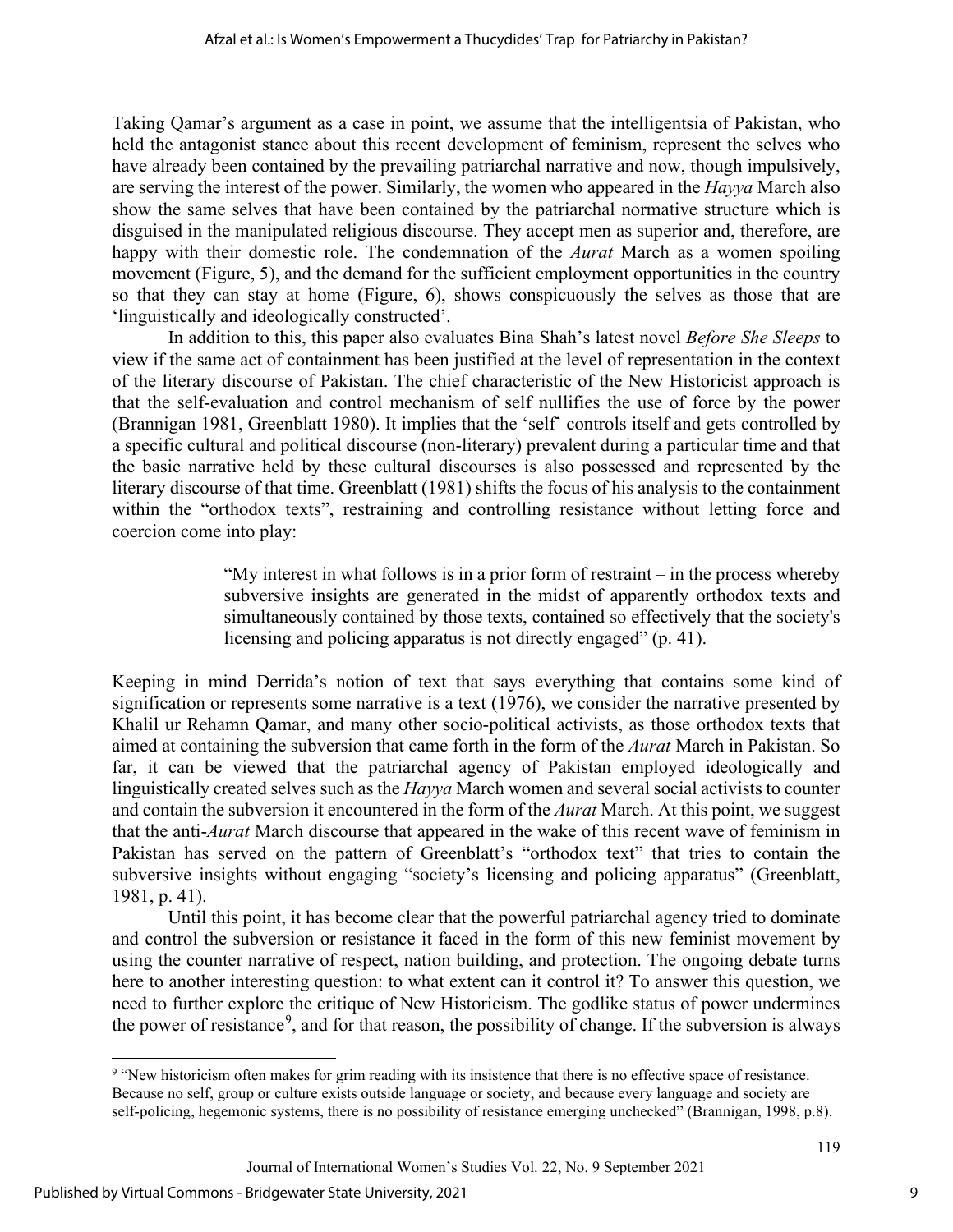Taking Qamar's argument as a case in point, we assume that the intelligentsia of Pakistan, who held the antagonist stance about this recent development of feminism, represent the selves who have already been contained by the prevailing patriarchal narrative and now, though impulsively, are serving the interest of the power. Similarly, the women who appeared in the *Hayya* March also show the same selves that have been contained by the patriarchal normative structure which is disguised in the manipulated religious discourse. They accept men as superior and, therefore, are happy with their domestic role. The condemnation of the *Aurat* March as a women spoiling movement (Figure, 5), and the demand for the sufficient employment opportunities in the country so that they can stay at home (Figure, 6), shows conspicuously the selves as those that are 'linguistically and ideologically constructed'.

In addition to this, this paper also evaluates Bina Shah's latest novel *Before She Sleeps* to view if the same act of containment has been justified at the level of representation in the context of the literary discourse of Pakistan. The chief characteristic of the New Historicist approach is that the self-evaluation and control mechanism of self nullifies the use of force by the power (Brannigan 1981, Greenblatt 1980). It implies that the 'self' controls itself and gets controlled by a specific cultural and political discourse (non-literary) prevalent during a particular time and that the basic narrative held by these cultural discourses is also possessed and represented by the literary discourse of that time. Greenblatt (1981) shifts the focus of his analysis to the containment within the "orthodox texts", restraining and controlling resistance without letting force and coercion come into play:

> "My interest in what follows is in a prior form of restraint – in the process whereby subversive insights are generated in the midst of apparently orthodox texts and simultaneously contained by those texts, contained so effectively that the society's licensing and policing apparatus is not directly engaged" (p. 41).

Keeping in mind Derrida's notion of text that says everything that contains some kind of signification or represents some narrative is a text (1976), we consider the narrative presented by Khalil ur Rehamn Qamar, and many other socio-political activists, as those orthodox texts that aimed at containing the subversion that came forth in the form of the *Aurat* March in Pakistan. So far, it can be viewed that the patriarchal agency of Pakistan employed ideologically and linguistically created selves such as the *Hayya* March women and several social activists to counter and contain the subversion it encountered in the form of the *Aurat* March. At this point, we suggest that the anti-*Aurat* March discourse that appeared in the wake of this recent wave of feminism in Pakistan has served on the pattern of Greenblatt's "orthodox text" that tries to contain the subversive insights without engaging "society's licensing and policing apparatus" (Greenblatt, 1981, p. 41).

Until this point, it has become clear that the powerful patriarchal agency tried to dominate and control the subversion or resistance it faced in the form of this new feminist movement by using the counter narrative of respect, nation building, and protection. The ongoing debate turns here to another interesting question: to what extent can it control it? To answer this question, we need to further explore the critique of New Historicism. The godlike status of power undermines the power of resistance[9], and for that reason, the possibility of change. If the subversion is always

[9] "New historicism often makes for grim reading with its insistence that there is no effective space of resistance. Because no self, group or culture exists outside language or society, and because every language and society are self-policing, hegemonic systems, there is no possibility of resistance emerging unchecked" (Brannigan, 1998, p.8).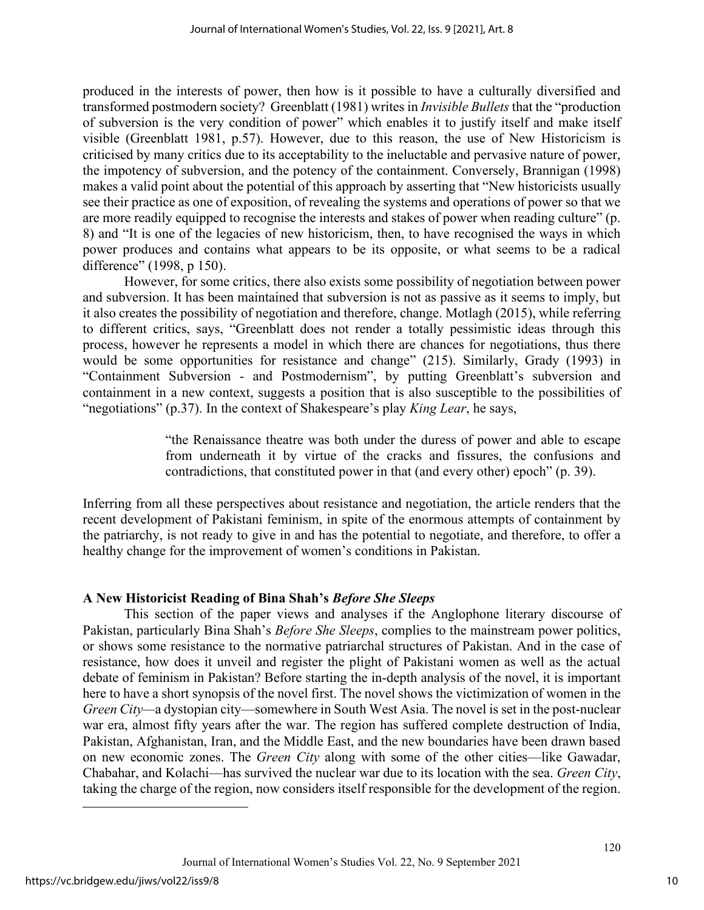produced in the interests of power, then how is it possible to have a culturally diversified and transformed postmodern society? Greenblatt (1981) writes in *Invisible Bullets* that the "production of subversion is the very condition of power" which enables it to justify itself and make itself visible (Greenblatt 1981, p.57). However, due to this reason, the use of New Historicism is criticised by many critics due to its acceptability to the ineluctable and pervasive nature of power, the impotency of subversion, and the potency of the containment. Conversely, Brannigan (1998) makes a valid point about the potential of this approach by asserting that "New historicists usually see their practice as one of exposition, of revealing the systems and operations of power so that we are more readily equipped to recognise the interests and stakes of power when reading culture" (p. 8) and "It is one of the legacies of new historicism, then, to have recognised the ways in which power produces and contains what appears to be its opposite, or what seems to be a radical difference" (1998, p 150).

However, for some critics, there also exists some possibility of negotiation between power and subversion. It has been maintained that subversion is not as passive as it seems to imply, but it also creates the possibility of negotiation and therefore, change. Motlagh (2015), while referring to different critics, says, "Greenblatt does not render a totally pessimistic ideas through this process, however he represents a model in which there are chances for negotiations, thus there would be some opportunities for resistance and change" (215). Similarly, Grady (1993) in "Containment Subversion - and Postmodernism", by putting Greenblatt's subversion and containment in a new context, suggests a position that is also susceptible to the possibilities of "negotiations" (p.37). In the context of Shakespeare's play *King Lear*, he says,

> "the Renaissance theatre was both under the duress of power and able to escape from underneath it by virtue of the cracks and fissures, the confusions and contradictions, that constituted power in that (and every other) epoch" (p. 39).

Inferring from all these perspectives about resistance and negotiation, the article renders that the recent development of Pakistani feminism, in spite of the enormous attempts of containment by the patriarchy, is not ready to give in and has the potential to negotiate, and therefore, to offer a healthy change for the improvement of women's conditions in Pakistan.

## A New Historicist Reading of Bina Shah's *Before She Sleeps*

This section of the paper views and analyses if the Anglophone literary discourse of Pakistan, particularly Bina Shah's *Before She Sleeps*, complies to the mainstream power politics, or shows some resistance to the normative patriarchal structures of Pakistan. And in the case of resistance, how does it unveil and register the plight of Pakistani women as well as the actual debate of feminism in Pakistan? Before starting the in-depth analysis of the novel, it is important here to have a short synopsis of the novel first. The novel shows the victimization of women in the *Green City*—a dystopian city—somewhere in South West Asia. The novel is set in the post-nuclear war era, almost fifty years after the war. The region has suffered complete destruction of India, Pakistan, Afghanistan, Iran, and the Middle East, and the new boundaries have been drawn based on new economic zones. The *Green City* along with some of the other cities—like Gawadar, Chabahar, and Kolachi—has survived the nuclear war due to its location with the sea. *Green City*, taking the charge of the region, now considers itself responsible for the development of the region.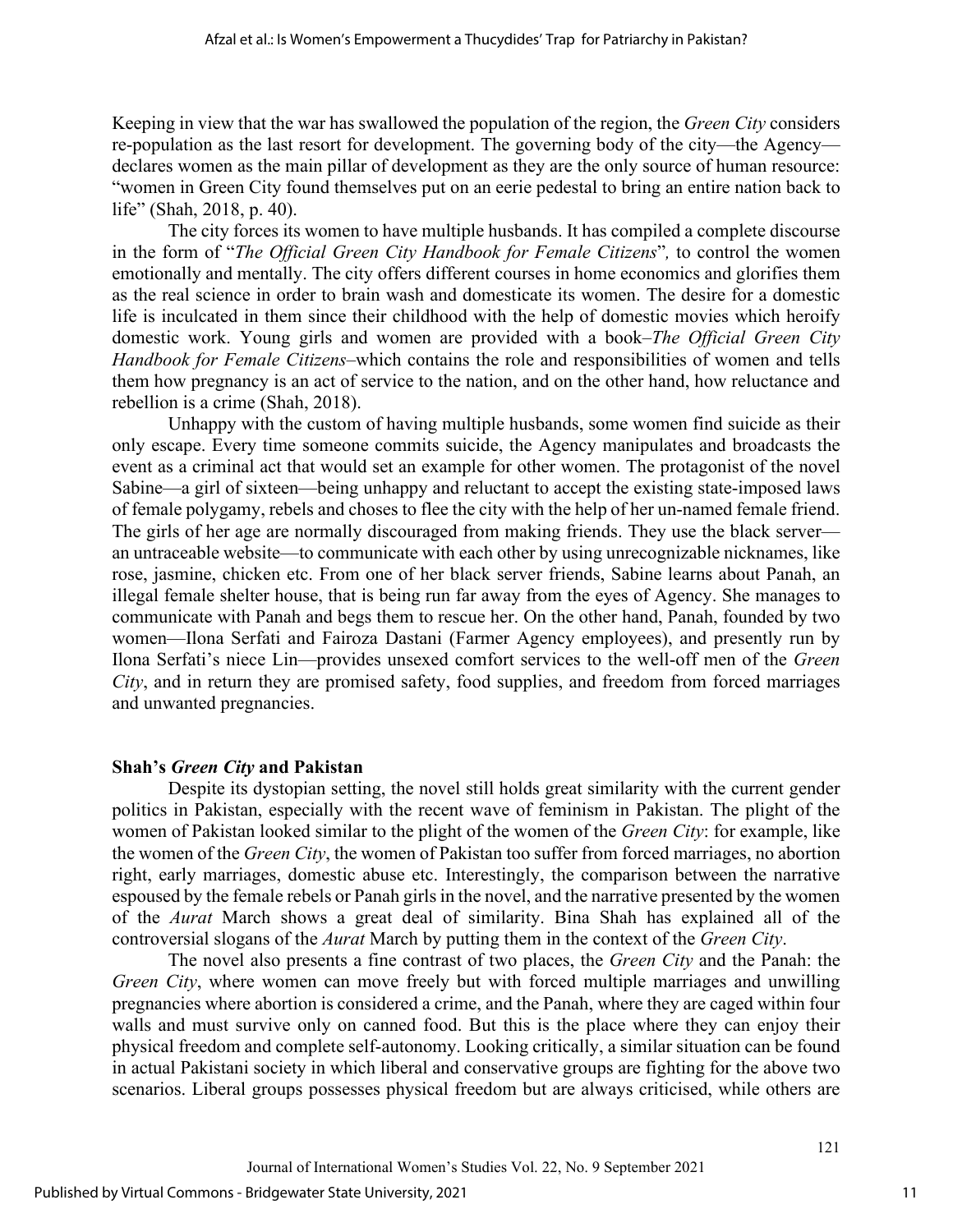Keeping in view that the war has swallowed the population of the region, the *Green City* considers re-population as the last resort for development. The governing body of the city—the Agency—declares women as the main pillar of development as they are the only source of human resource: "women in Green City found themselves put on an eerie pedestal to bring an entire nation back to life" (Shah, 2018, p. 40).

The city forces its women to have multiple husbands. It has compiled a complete discourse in the form of "*The Official Green City Handbook for Female Citizens*", to control the women emotionally and mentally. The city offers different courses in home economics and glorifies them as the real science in order to brain wash and domesticate its women. The desire for a domestic life is inculcated in them since their childhood with the help of domestic movies which heroify domestic work. Young girls and women are provided with a book–*The Official Green City Handbook for Female Citizens*–which contains the role and responsibilities of women and tells them how pregnancy is an act of service to the nation, and on the other hand, how reluctance and rebellion is a crime (Shah, 2018).

Unhappy with the custom of having multiple husbands, some women find suicide as their only escape. Every time someone commits suicide, the Agency manipulates and broadcasts the event as a criminal act that would set an example for other women. The protagonist of the novel Sabine—a girl of sixteen—being unhappy and reluctant to accept the existing state-imposed laws of female polygamy, rebels and choses to flee the city with the help of her un-named female friend. The girls of her age are normally discouraged from making friends. They use the black server—an untraceable website—to communicate with each other by using unrecognizable nicknames, like rose, jasmine, chicken etc. From one of her black server friends, Sabine learns about Panah, an illegal female shelter house, that is being run far away from the eyes of Agency. She manages to communicate with Panah and begs them to rescue her. On the other hand, Panah, founded by two women—Ilona Serfati and Fairoza Dastani (Farmer Agency employees), and presently run by Ilona Serfati's niece Lin—provides unsexed comfort services to the well-off men of the *Green City*, and in return they are promised safety, food supplies, and freedom from forced marriages and unwanted pregnancies.

## Shah's *Green City* and Pakistan

Despite its dystopian setting, the novel still holds great similarity with the current gender politics in Pakistan, especially with the recent wave of feminism in Pakistan. The plight of the women of Pakistan looked similar to the plight of the women of the *Green City*: for example, like the women of the *Green City*, the women of Pakistan too suffer from forced marriages, no abortion right, early marriages, domestic abuse etc. Interestingly, the comparison between the narrative espoused by the female rebels or Panah girls in the novel, and the narrative presented by the women of the *Aurat* March shows a great deal of similarity. Bina Shah has explained all of the controversial slogans of the *Aurat* March by putting them in the context of the *Green City*.

The novel also presents a fine contrast of two places, the *Green City* and the Panah: the *Green City*, where women can move freely but with forced multiple marriages and unwilling pregnancies where abortion is considered a crime, and the Panah, where they are caged within four walls and must survive only on canned food. But this is the place where they can enjoy their physical freedom and complete self-autonomy. Looking critically, a similar situation can be found in actual Pakistani society in which liberal and conservative groups are fighting for the above two scenarios. Liberal groups possesses physical freedom but are always criticised, while others are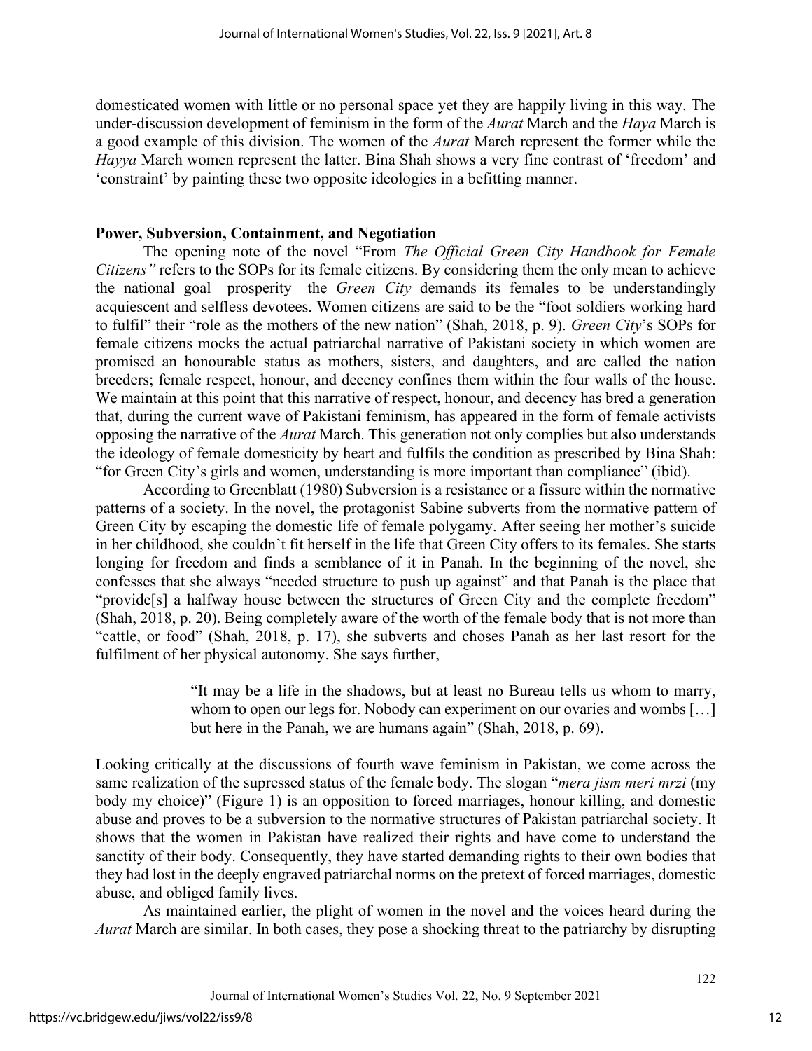domesticated women with little or no personal space yet they are happily living in this way. The under-discussion development of feminism in the form of the *Aurat* March and the *Haya* March is a good example of this division. The women of the *Aurat* March represent the former while the *Hayya* March women represent the latter. Bina Shah shows a very fine contrast of 'freedom' and 'constraint' by painting these two opposite ideologies in a befitting manner.

**Power, Subversion, Containment, and Negotiation**

The opening note of the novel "From *The Official Green City Handbook for Female Citizens"* refers to the SOPs for its female citizens. By considering them the only mean to achieve the national goal—prosperity—the *Green City* demands its females to be understandingly acquiescent and selfless devotees. Women citizens are said to be the "foot soldiers working hard to fulfil" their "role as the mothers of the new nation" (Shah, 2018, p. 9). *Green City*'s SOPs for female citizens mocks the actual patriarchal narrative of Pakistani society in which women are promised an honourable status as mothers, sisters, and daughters, and are called the nation breeders; female respect, honour, and decency confines them within the four walls of the house. We maintain at this point that this narrative of respect, honour, and decency has bred a generation that, during the current wave of Pakistani feminism, has appeared in the form of female activists opposing the narrative of the *Aurat* March. This generation not only complies but also understands the ideology of female domesticity by heart and fulfils the condition as prescribed by Bina Shah: "for Green City's girls and women, understanding is more important than compliance" (ibid).

According to Greenblatt (1980) Subversion is a resistance or a fissure within the normative patterns of a society. In the novel, the protagonist Sabine subverts from the normative pattern of Green City by escaping the domestic life of female polygamy. After seeing her mother's suicide in her childhood, she couldn't fit herself in the life that Green City offers to its females. She starts longing for freedom and finds a semblance of it in Panah. In the beginning of the novel, she confesses that she always "needed structure to push up against" and that Panah is the place that "provide[s] a halfway house between the structures of Green City and the complete freedom" (Shah, 2018, p. 20). Being completely aware of the worth of the female body that is not more than "cattle, or food" (Shah, 2018, p. 17), she subverts and choses Panah as her last resort for the fulfilment of her physical autonomy. She says further,

> "It may be a life in the shadows, but at least no Bureau tells us whom to marry, whom to open our legs for. Nobody can experiment on our ovaries and wombs […] but here in the Panah, we are humans again" (Shah, 2018, p. 69).

Looking critically at the discussions of fourth wave feminism in Pakistan, we come across the same realization of the supressed status of the female body. The slogan "*mera jism meri mrzi* (my body my choice)" (Figure 1) is an opposition to forced marriages, honour killing, and domestic abuse and proves to be a subversion to the normative structures of Pakistan patriarchal society. It shows that the women in Pakistan have realized their rights and have come to understand the sanctity of their body. Consequently, they have started demanding rights to their own bodies that they had lost in the deeply engraved patriarchal norms on the pretext of forced marriages, domestic abuse, and obliged family lives.

As maintained earlier, the plight of women in the novel and the voices heard during the *Aurat* March are similar. In both cases, they pose a shocking threat to the patriarchy by disrupting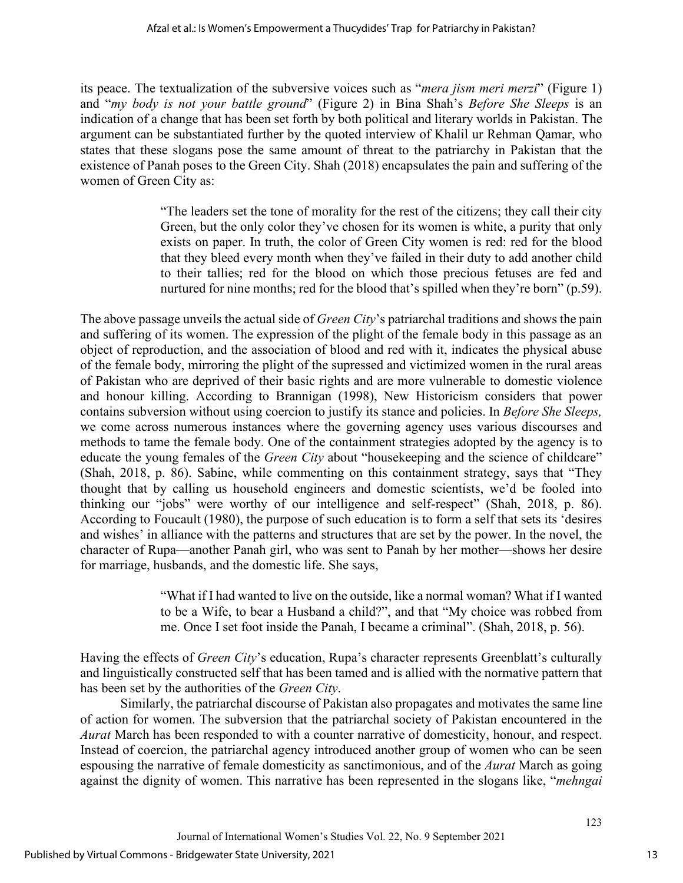its peace. The textualization of the subversive voices such as "*mera jism meri merzi*" (Figure 1) and "*my body is not your battle ground*" (Figure 2) in Bina Shah's *Before She Sleeps* is an indication of a change that has been set forth by both political and literary worlds in Pakistan. The argument can be substantiated further by the quoted interview of Khalil ur Rehman Qamar, who states that these slogans pose the same amount of threat to the patriarchy in Pakistan that the existence of Panah poses to the Green City. Shah (2018) encapsulates the pain and suffering of the women of Green City as:

> "The leaders set the tone of morality for the rest of the citizens; they call their city Green, but the only color they've chosen for its women is white, a purity that only exists on paper. In truth, the color of Green City women is red: red for the blood that they bleed every month when they've failed in their duty to add another child to their tallies; red for the blood on which those precious fetuses are fed and nurtured for nine months; red for the blood that's spilled when they're born" (p.59).

The above passage unveils the actual side of *Green City*'s patriarchal traditions and shows the pain and suffering of its women. The expression of the plight of the female body in this passage as an object of reproduction, and the association of blood and red with it, indicates the physical abuse of the female body, mirroring the plight of the supressed and victimized women in the rural areas of Pakistan who are deprived of their basic rights and are more vulnerable to domestic violence and honour killing. According to Brannigan (1998), New Historicism considers that power contains subversion without using coercion to justify its stance and policies. In *Before She Sleeps,* we come across numerous instances where the governing agency uses various discourses and methods to tame the female body. One of the containment strategies adopted by the agency is to educate the young females of the *Green City* about "housekeeping and the science of childcare" (Shah, 2018, p. 86). Sabine, while commenting on this containment strategy, says that "They thought that by calling us household engineers and domestic scientists, we'd be fooled into thinking our "jobs" were worthy of our intelligence and self-respect" (Shah, 2018, p. 86). According to Foucault (1980), the purpose of such education is to form a self that sets its 'desires and wishes' in alliance with the patterns and structures that are set by the power. In the novel, the character of Rupa—another Panah girl, who was sent to Panah by her mother—shows her desire for marriage, husbands, and the domestic life. She says,

> "What if I had wanted to live on the outside, like a normal woman? What if I wanted to be a Wife, to bear a Husband a child?", and that "My choice was robbed from me. Once I set foot inside the Panah, I became a criminal". (Shah, 2018, p. 56).

Having the effects of *Green City*'s education, Rupa's character represents Greenblatt's culturally and linguistically constructed self that has been tamed and is allied with the normative pattern that has been set by the authorities of the *Green City*.

Similarly, the patriarchal discourse of Pakistan also propagates and motivates the same line of action for women. The subversion that the patriarchal society of Pakistan encountered in the *Aurat* March has been responded to with a counter narrative of domesticity, honour, and respect. Instead of coercion, the patriarchal agency introduced another group of women who can be seen espousing the narrative of female domesticity as sanctimonious, and of the *Aurat* March as going against the dignity of women. This narrative has been represented in the slogans like, "*mehngai*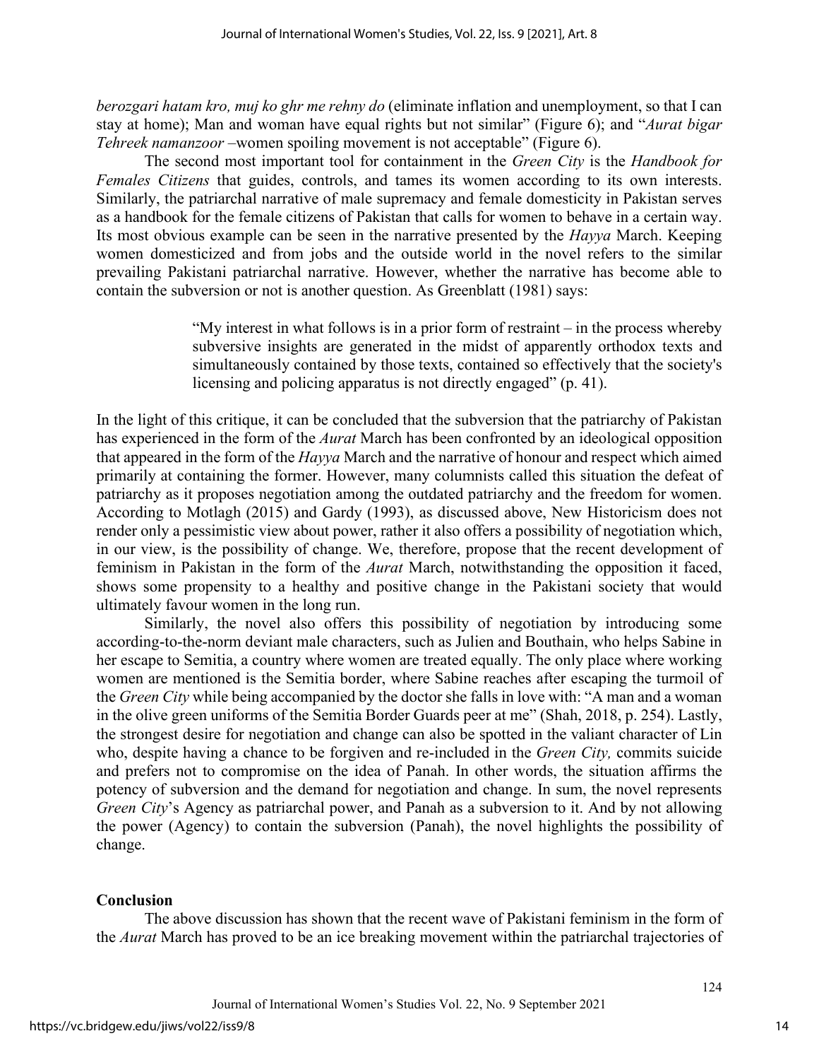*berozgari hatam kro, muj ko ghr me rehny do* (eliminate inflation and unemployment, so that I can stay at home); Man and woman have equal rights but not similar" (Figure 6); and "*Aurat bigar Tehreek namanzoor* –women spoiling movement is not acceptable" (Figure 6).

The second most important tool for containment in the *Green City* is the *Handbook for Females Citizens* that guides, controls, and tames its women according to its own interests. Similarly, the patriarchal narrative of male supremacy and female domesticity in Pakistan serves as a handbook for the female citizens of Pakistan that calls for women to behave in a certain way. Its most obvious example can be seen in the narrative presented by the *Hayya* March. Keeping women domesticized and from jobs and the outside world in the novel refers to the similar prevailing Pakistani patriarchal narrative. However, whether the narrative has become able to contain the subversion or not is another question. As Greenblatt (1981) says:

> "My interest in what follows is in a prior form of restraint – in the process whereby subversive insights are generated in the midst of apparently orthodox texts and simultaneously contained by those texts, contained so effectively that the society's licensing and policing apparatus is not directly engaged" (p. 41).

In the light of this critique, it can be concluded that the subversion that the patriarchy of Pakistan has experienced in the form of the *Aurat* March has been confronted by an ideological opposition that appeared in the form of the *Hayya* March and the narrative of honour and respect which aimed primarily at containing the former. However, many columnists called this situation the defeat of patriarchy as it proposes negotiation among the outdated patriarchy and the freedom for women. According to Motlagh (2015) and Gardy (1993), as discussed above, New Historicism does not render only a pessimistic view about power, rather it also offers a possibility of negotiation which, in our view, is the possibility of change. We, therefore, propose that the recent development of feminism in Pakistan in the form of the *Aurat* March, notwithstanding the opposition it faced, shows some propensity to a healthy and positive change in the Pakistani society that would ultimately favour women in the long run.

Similarly, the novel also offers this possibility of negotiation by introducing some according-to-the-norm deviant male characters, such as Julien and Bouthain, who helps Sabine in her escape to Semitia, a country where women are treated equally. The only place where working women are mentioned is the Semitia border, where Sabine reaches after escaping the turmoil of the *Green City* while being accompanied by the doctor she falls in love with: "A man and a woman in the olive green uniforms of the Semitia Border Guards peer at me" (Shah, 2018, p. 254). Lastly, the strongest desire for negotiation and change can also be spotted in the valiant character of Lin who, despite having a chance to be forgiven and re-included in the *Green City,* commits suicide and prefers not to compromise on the idea of Panah. In other words, the situation affirms the potency of subversion and the demand for negotiation and change. In sum, the novel represents *Green City*'s Agency as patriarchal power, and Panah as a subversion to it. And by not allowing the power (Agency) to contain the subversion (Panah), the novel highlights the possibility of change.

## Conclusion

The above discussion has shown that the recent wave of Pakistani feminism in the form of the *Aurat* March has proved to be an ice breaking movement within the patriarchal trajectories of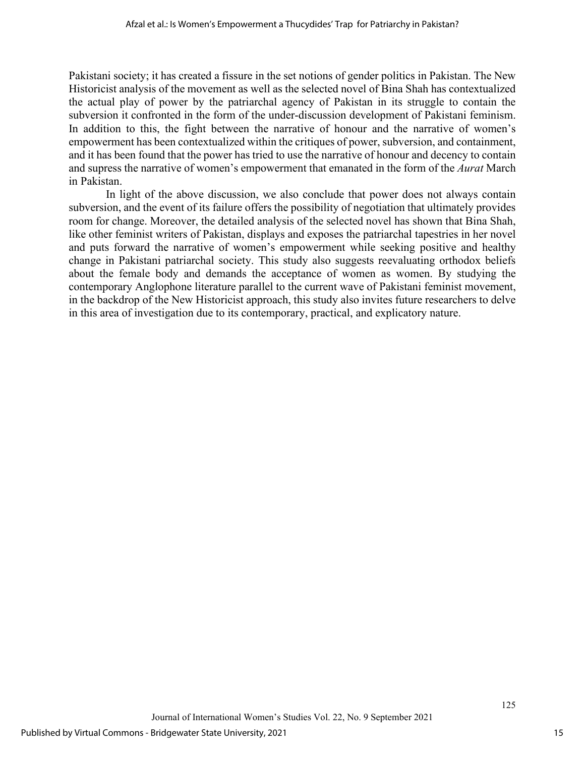Pakistani society; it has created a fissure in the set notions of gender politics in Pakistan. The New Historicist analysis of the movement as well as the selected novel of Bina Shah has contextualized the actual play of power by the patriarchal agency of Pakistan in its struggle to contain the subversion it confronted in the form of the under-discussion development of Pakistani feminism. In addition to this, the fight between the narrative of honour and the narrative of women's empowerment has been contextualized within the critiques of power, subversion, and containment, and it has been found that the power has tried to use the narrative of honour and decency to contain and supress the narrative of women's empowerment that emanated in the form of the *Aurat* March in Pakistan.

In light of the above discussion, we also conclude that power does not always contain subversion, and the event of its failure offers the possibility of negotiation that ultimately provides room for change. Moreover, the detailed analysis of the selected novel has shown that Bina Shah, like other feminist writers of Pakistan, displays and exposes the patriarchal tapestries in her novel and puts forward the narrative of women's empowerment while seeking positive and healthy change in Pakistani patriarchal society. This study also suggests reevaluating orthodox beliefs about the female body and demands the acceptance of women as women. By studying the contemporary Anglophone literature parallel to the current wave of Pakistani feminist movement, in the backdrop of the New Historicist approach, this study also invites future researchers to delve in this area of investigation due to its contemporary, practical, and explicatory nature.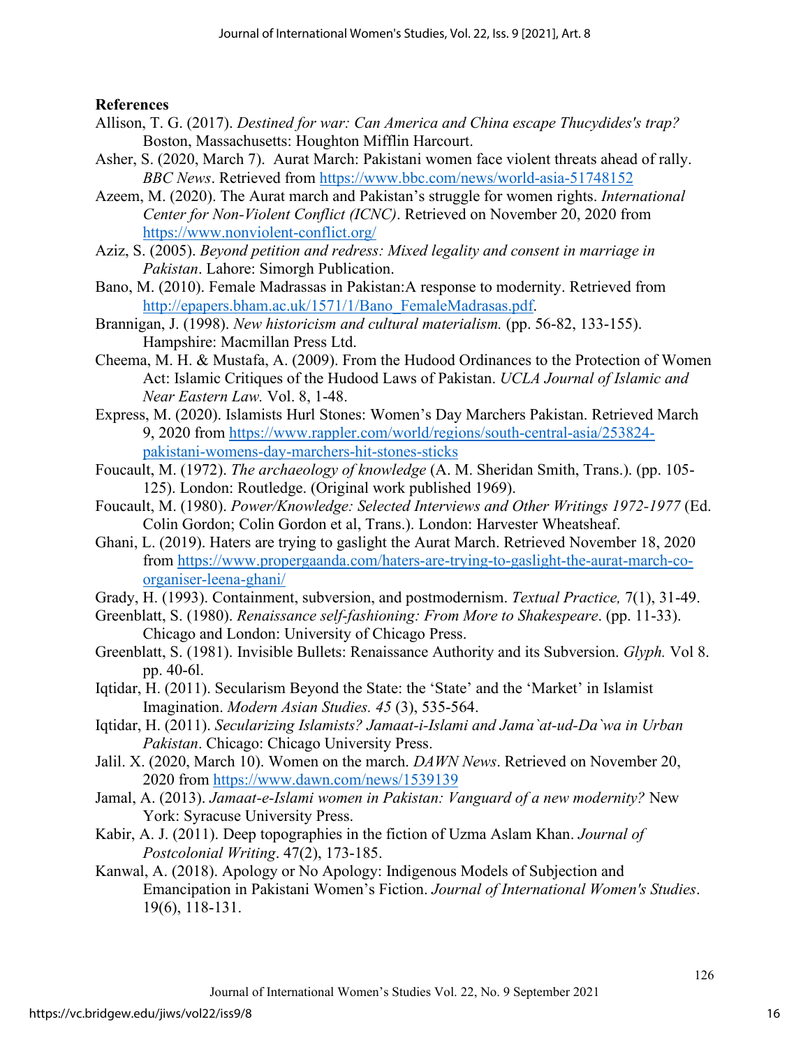**References**

Allison, T. G. (2017). *Destined for war: Can America and China escape Thucydides's trap?* Boston, Massachusetts: Houghton Mifflin Harcourt.

Asher, S. (2020, March 7). Aurat March: Pakistani women face violent threats ahead of rally. *BBC News*. Retrieved from https://www.bbc.com/news/world-asia-51748152

Azeem, M. (2020). The Aurat march and Pakistan's struggle for women rights. *International Center for Non-Violent Conflict (ICNC)*. Retrieved on November 20, 2020 from https://www.nonviolent-conflict.org/

Aziz, S. (2005). *Beyond petition and redress: Mixed legality and consent in marriage in Pakistan*. Lahore: Simorgh Publication.

Bano, M. (2010). Female Madrassas in Pakistan:A response to modernity. Retrieved from http://epapers.bham.ac.uk/1571/1/Bano_FemaleMadrasas.pdf.

Brannigan, J. (1998). *New historicism and cultural materialism.* (pp. 56-82, 133-155). Hampshire: Macmillan Press Ltd.

Cheema, M. H. & Mustafa, A. (2009). From the Hudood Ordinances to the Protection of Women Act: Islamic Critiques of the Hudood Laws of Pakistan. *UCLA Journal of Islamic and Near Eastern Law.* Vol. 8, 1-48.

Express, M. (2020). Islamists Hurl Stones: Women's Day Marchers Pakistan. Retrieved March 9, 2020 from https://www.rappler.com/world/regions/south-central-asia/253824-pakistani-womens-day-marchers-hit-stones-sticks

Foucault, M. (1972). *The archaeology of knowledge* (A. M. Sheridan Smith, Trans.). (pp. 105-125). London: Routledge. (Original work published 1969).

Foucault, M. (1980). *Power/Knowledge: Selected Interviews and Other Writings 1972-1977* (Ed. Colin Gordon; Colin Gordon et al, Trans.). London: Harvester Wheatsheaf.

Ghani, L. (2019). Haters are trying to gaslight the Aurat March. Retrieved November 18, 2020 from https://www.propergaanda.com/haters-are-trying-to-gaslight-the-aurat-march-co-organiser-leena-ghani/

Grady, H. (1993). Containment, subversion, and postmodernism. *Textual Practice,* 7(1), 31-49.

Greenblatt, S. (1980). *Renaissance self-fashioning: From More to Shakespeare*. (pp. 11-33). Chicago and London: University of Chicago Press.

Greenblatt, S. (1981). Invisible Bullets: Renaissance Authority and its Subversion. *Glyph.* Vol 8. pp. 40-6l.

Iqtidar, H. (2011). Secularism Beyond the State: the 'State' and the 'Market' in Islamist Imagination. *Modern Asian Studies. 45* (3), 535-564.

Iqtidar, H. (2011). *Secularizing Islamists? Jamaat-i-Islami and Jama`at-ud-Da`wa in Urban Pakistan*. Chicago: Chicago University Press.

Jalil. X. (2020, March 10). Women on the march. *DAWN News*. Retrieved on November 20, 2020 from https://www.dawn.com/news/1539139

Jamal, A. (2013). *Jamaat-e-Islami women in Pakistan: Vanguard of a new modernity?* New York: Syracuse University Press.

Kabir, A. J. (2011). Deep topographies in the fiction of Uzma Aslam Khan. *Journal of Postcolonial Writing*. 47(2), 173-185.

Kanwal, A. (2018). Apology or No Apology: Indigenous Models of Subjection and Emancipation in Pakistani Women's Fiction. *Journal of International Women's Studies*. 19(6), 118-131.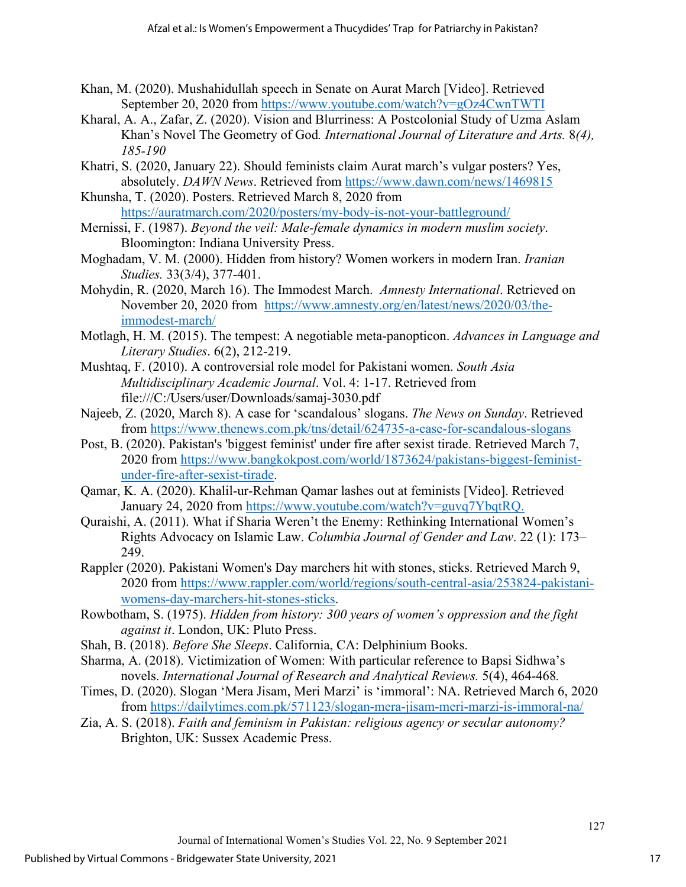Khan, M. (2020). Mushahidullah speech in Senate on Aurat March [Video]. Retrieved September 20, 2020 from https://www.youtube.com/watch?v=gOz4CwnTWTI

Kharal, A. A., Zafar, Z. (2020). Vision and Blurriness: A Postcolonial Study of Uzma Aslam Khan's Novel The Geometry of God*. International Journal of Literature and Arts.* 8*(4), 185-190*

Khatri, S. (2020, January 22). Should feminists claim Aurat march's vulgar posters? Yes, absolutely. *DAWN News*. Retrieved from https://www.dawn.com/news/1469815

Khunsha, T. (2020). Posters. Retrieved March 8, 2020 from https://auratmarch.com/2020/posters/my-body-is-not-your-battleground/

Mernissi, F. (1987). *Beyond the veil: Male-female dynamics in modern muslim society*. Bloomington: Indiana University Press.

Moghadam, V. M. (2000). Hidden from history? Women workers in modern Iran. *Iranian Studies.* 33(3/4), 377-401.

Mohydin, R. (2020, March 16). The Immodest March. *Amnesty International*. Retrieved on November 20, 2020 from https://www.amnesty.org/en/latest/news/2020/03/the-immodest-march/

Motlagh, H. M. (2015). The tempest: A negotiable meta-panopticon. *Advances in Language and Literary Studies*. 6(2), 212-219.

Mushtaq, F. (2010). A controversial role model for Pakistani women. *South Asia Multidisciplinary Academic Journal*. Vol. 4: 1-17. Retrieved from file:///C:/Users/user/Downloads/samaj-3030.pdf

Najeeb, Z. (2020, March 8). A case for 'scandalous' slogans. *The News on Sunday*. Retrieved from https://www.thenews.com.pk/tns/detail/624735-a-case-for-scandalous-slogans

Post, B. (2020). Pakistan's 'biggest feminist' under fire after sexist tirade. Retrieved March 7, 2020 from https://www.bangkokpost.com/world/1873624/pakistans-biggest-feminist-under-fire-after-sexist-tirade.

Qamar, K. A. (2020). Khalil-ur-Rehman Qamar lashes out at feminists [Video]. Retrieved January 24, 2020 from https://www.youtube.com/watch?v=guvq7YbqtRQ.

Quraishi, A. (2011). What if Sharia Weren't the Enemy: Rethinking International Women's Rights Advocacy on Islamic Law. *Columbia Journal of Gender and Law*. 22 (1): 173–249.

Rappler (2020). Pakistani Women's Day marchers hit with stones, sticks. Retrieved March 9, 2020 from https://www.rappler.com/world/regions/south-central-asia/253824-pakistani-womens-day-marchers-hit-stones-sticks.

Rowbotham, S. (1975). *Hidden from history: 300 years of women's oppression and the fight against it*. London, UK: Pluto Press.

Shah, B. (2018). *Before She Sleeps*. California, CA: Delphinium Books.

Sharma, A. (2018). Victimization of Women: With particular reference to Bapsi Sidhwa's novels. *International Journal of Research and Analytical Reviews.* 5(4), 464-468*.*

Times, D. (2020). Slogan 'Mera Jisam, Meri Marzi' is 'immoral': NA. Retrieved March 6, 2020 from https://dailytimes.com.pk/571123/slogan-mera-jisam-meri-marzi-is-immoral-na/

Zia, A. S. (2018). *Faith and feminism in Pakistan: religious agency or secular autonomy?* Brighton, UK: Sussex Academic Press.